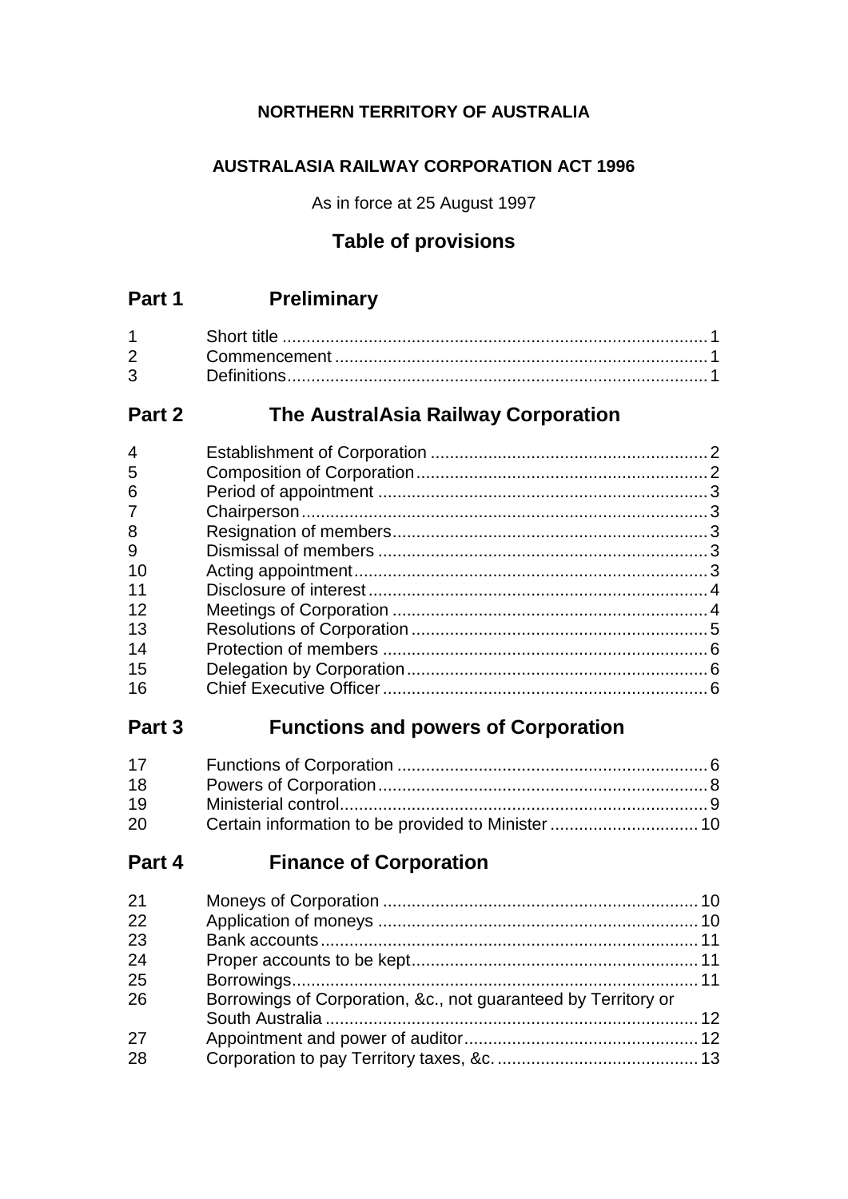**NORTHERN TERRITORY OF AUSTRALIA**

**AUSTRALASIA RAILWAY CORPORATION ACT 1996**

As in force at 25 August 1997

## Table of provisions

## Part 1 Preliminary

| | | |
|---|---|---|
| 1 | Short title | 1 |
| 2 | Commencement | 1 |
| 3 | Definitions | 1 |

## Part 2 The AustralAsia Railway Corporation

| | | |
|---|---|---|
| 4 | Establishment of Corporation | 2 |
| 5 | Composition of Corporation | 2 |
| 6 | Period of appointment | 3 |
| 7 | Chairperson | 3 |
| 8 | Resignation of members | 3 |
| 9 | Dismissal of members | 3 |
| 10 | Acting appointment | 3 |
| 11 | Disclosure of interest | 4 |
| 12 | Meetings of Corporation | 4 |
| 13 | Resolutions of Corporation | 5 |
| 14 | Protection of members | 6 |
| 15 | Delegation by Corporation | 6 |
| 16 | Chief Executive Officer | 6 |

## Part 3 Functions and powers of Corporation

| | | |
|---|---|---|
| 17 | Functions of Corporation | 6 |
| 18 | Powers of Corporation | 8 |
| 19 | Ministerial control | 9 |
| 20 | Certain information to be provided to Minister | 10 |

## Part 4 Finance of Corporation

| | | |
|---|---|---|
| 21 | Moneys of Corporation | 10 |
| 22 | Application of moneys | 10 |
| 23 | Bank accounts | 11 |
| 24 | Proper accounts to be kept | 11 |
| 25 | Borrowings | 11 |
| 26 | Borrowings of Corporation, &c., not guaranteed by Territory or South Australia | 12 |
| 27 | Appointment and power of auditor | 12 |
| 28 | Corporation to pay Territory taxes, &c. | 13 |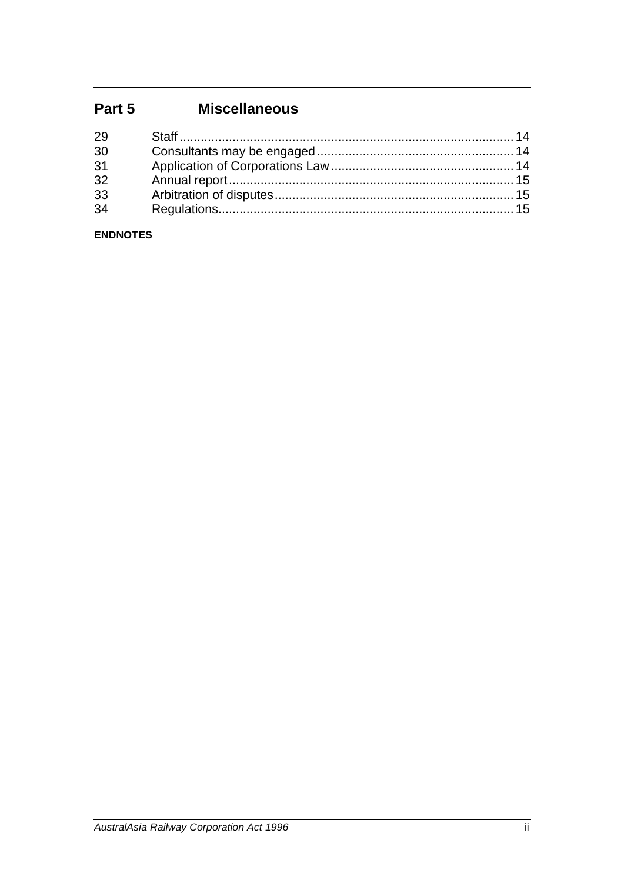## Part 5 Miscellaneous

| | | |
|---|---|---|
| 29 | Staff | 14 |
| 30 | Consultants may be engaged | 14 |
| 31 | Application of Corporations Law | 14 |
| 32 | Annual report | 15 |
| 33 | Arbitration of disputes | 15 |
| 34 | Regulations | 15 |

**ENDNOTES**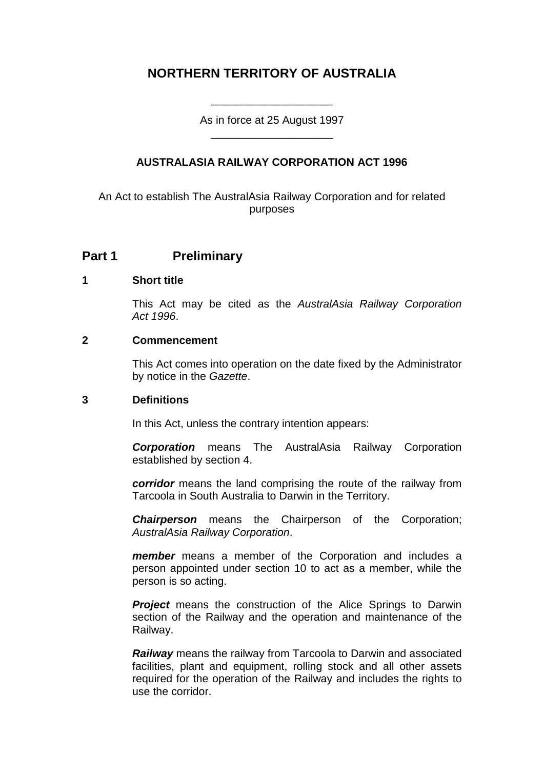# NORTHERN TERRITORY OF AUSTRALIA

As in force at 25 August 1997

## AUSTRALASIA RAILWAY CORPORATION ACT 1996

An Act to establish The AustralAsia Railway Corporation and for related purposes

## Part 1 Preliminary

### 1 Short title

This Act may be cited as the *AustralAsia Railway Corporation Act 1996*.

### 2 Commencement

This Act comes into operation on the date fixed by the Administrator by notice in the *Gazette*.

### 3 Definitions

In this Act, unless the contrary intention appears:

***Corporation*** means The AustralAsia Railway Corporation established by section 4.

***corridor*** means the land comprising the route of the railway from Tarcoola in South Australia to Darwin in the Territory.

***Chairperson*** means the Chairperson of the Corporation; *AustralAsia Railway Corporation*.

***member*** means a member of the Corporation and includes a person appointed under section 10 to act as a member, while the person is so acting.

***Project*** means the construction of the Alice Springs to Darwin section of the Railway and the operation and maintenance of the Railway.

***Railway*** means the railway from Tarcoola to Darwin and associated facilities, plant and equipment, rolling stock and all other assets required for the operation of the Railway and includes the rights to use the corridor.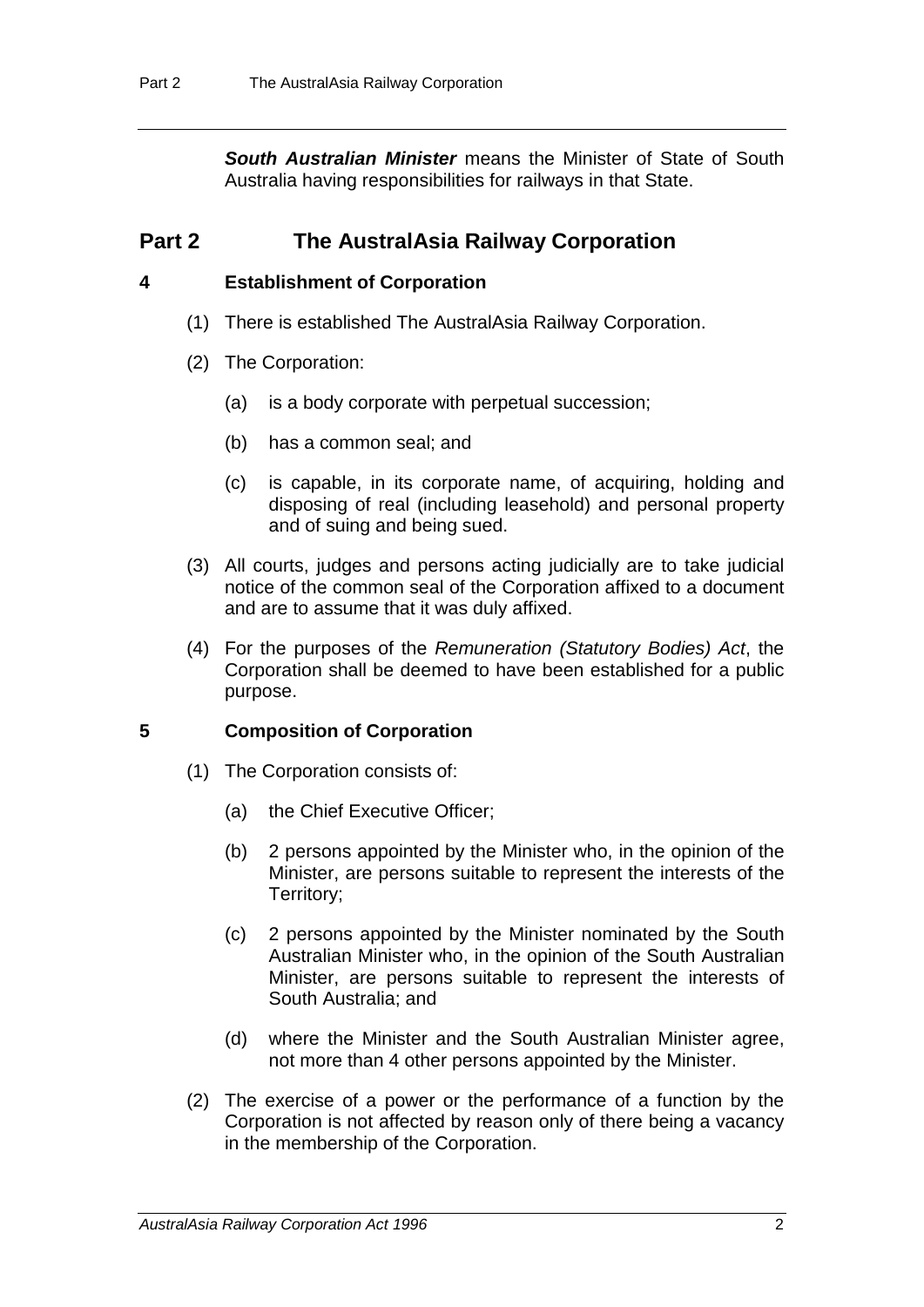***South Australian Minister*** means the Minister of State of South Australia having responsibilities for railways in that State.

## Part 2 The AustralAsia Railway Corporation

### 4 Establishment of Corporation

(1) There is established The AustralAsia Railway Corporation.

(2) The Corporation:

(a) is a body corporate with perpetual succession;

(b) has a common seal; and

(c) is capable, in its corporate name, of acquiring, holding and disposing of real (including leasehold) and personal property and of suing and being sued.

(3) All courts, judges and persons acting judicially are to take judicial notice of the common seal of the Corporation affixed to a document and are to assume that it was duly affixed.

(4) For the purposes of the *Remuneration (Statutory Bodies) Act*, the Corporation shall be deemed to have been established for a public purpose.

### 5 Composition of Corporation

(1) The Corporation consists of:

(a) the Chief Executive Officer;

(b) 2 persons appointed by the Minister who, in the opinion of the Minister, are persons suitable to represent the interests of the Territory;

(c) 2 persons appointed by the Minister nominated by the South Australian Minister who, in the opinion of the South Australian Minister, are persons suitable to represent the interests of South Australia; and

(d) where the Minister and the South Australian Minister agree, not more than 4 other persons appointed by the Minister.

(2) The exercise of a power or the performance of a function by the Corporation is not affected by reason only of there being a vacancy in the membership of the Corporation.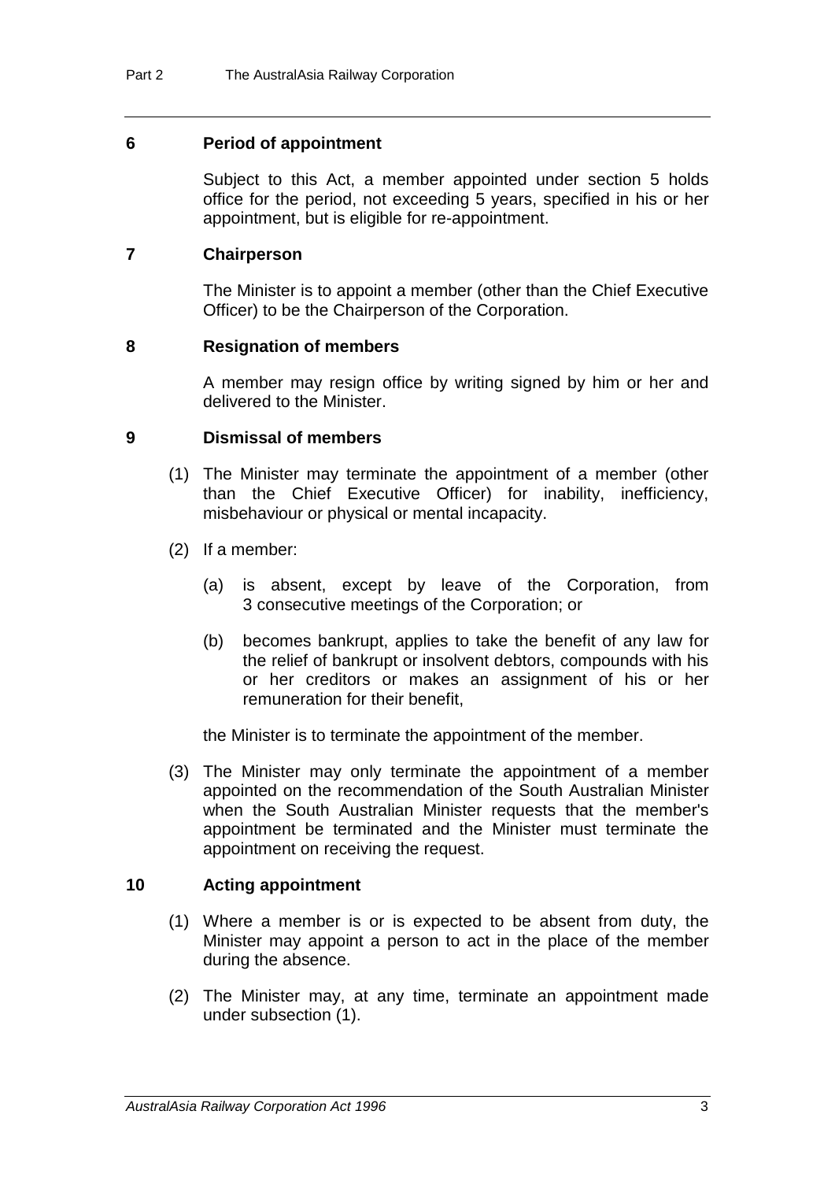## 6 Period of appointment

Subject to this Act, a member appointed under section 5 holds office for the period, not exceeding 5 years, specified in his or her appointment, but is eligible for re-appointment.

## 7 Chairperson

The Minister is to appoint a member (other than the Chief Executive Officer) to be the Chairperson of the Corporation.

## 8 Resignation of members

A member may resign office by writing signed by him or her and delivered to the Minister.

## 9 Dismissal of members

(1) The Minister may terminate the appointment of a member (other than the Chief Executive Officer) for inability, inefficiency, misbehaviour or physical or mental incapacity.

(2) If a member:

(a) is absent, except by leave of the Corporation, from 3 consecutive meetings of the Corporation; or

(b) becomes bankrupt, applies to take the benefit of any law for the relief of bankrupt or insolvent debtors, compounds with his or her creditors or makes an assignment of his or her remuneration for their benefit,

the Minister is to terminate the appointment of the member.

(3) The Minister may only terminate the appointment of a member appointed on the recommendation of the South Australian Minister when the South Australian Minister requests that the member's appointment be terminated and the Minister must terminate the appointment on receiving the request.

## 10 Acting appointment

(1) Where a member is or is expected to be absent from duty, the Minister may appoint a person to act in the place of the member during the absence.

(2) The Minister may, at any time, terminate an appointment made under subsection (1).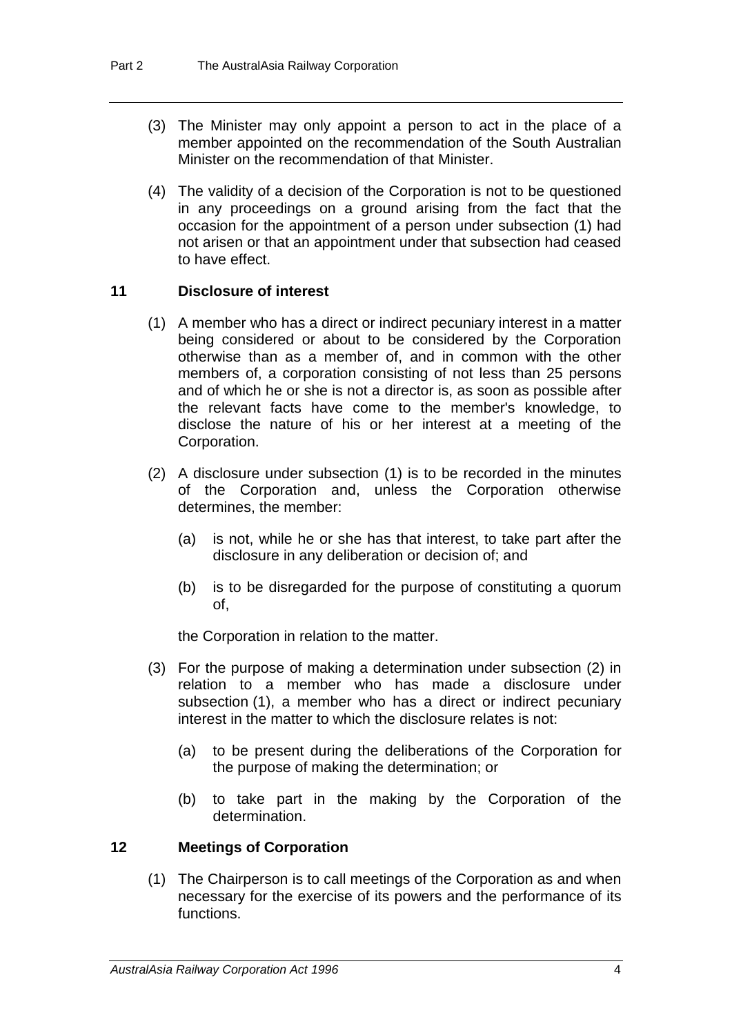(3) The Minister may only appoint a person to act in the place of a member appointed on the recommendation of the South Australian Minister on the recommendation of that Minister.

(4) The validity of a decision of the Corporation is not to be questioned in any proceedings on a ground arising from the fact that the occasion for the appointment of a person under subsection (1) had not arisen or that an appointment under that subsection had ceased to have effect.

## 11 Disclosure of interest

(1) A member who has a direct or indirect pecuniary interest in a matter being considered or about to be considered by the Corporation otherwise than as a member of, and in common with the other members of, a corporation consisting of not less than 25 persons and of which he or she is not a director is, as soon as possible after the relevant facts have come to the member's knowledge, to disclose the nature of his or her interest at a meeting of the Corporation.

(2) A disclosure under subsection (1) is to be recorded in the minutes of the Corporation and, unless the Corporation otherwise determines, the member:

- (a) is not, while he or she has that interest, to take part after the disclosure in any deliberation or decision of; and
- (b) is to be disregarded for the purpose of constituting a quorum of,

the Corporation in relation to the matter.

(3) For the purpose of making a determination under subsection (2) in relation to a member who has made a disclosure under subsection (1), a member who has a direct or indirect pecuniary interest in the matter to which the disclosure relates is not:

- (a) to be present during the deliberations of the Corporation for the purpose of making the determination; or
- (b) to take part in the making by the Corporation of the determination.

## 12 Meetings of Corporation

(1) The Chairperson is to call meetings of the Corporation as and when necessary for the exercise of its powers and the performance of its functions.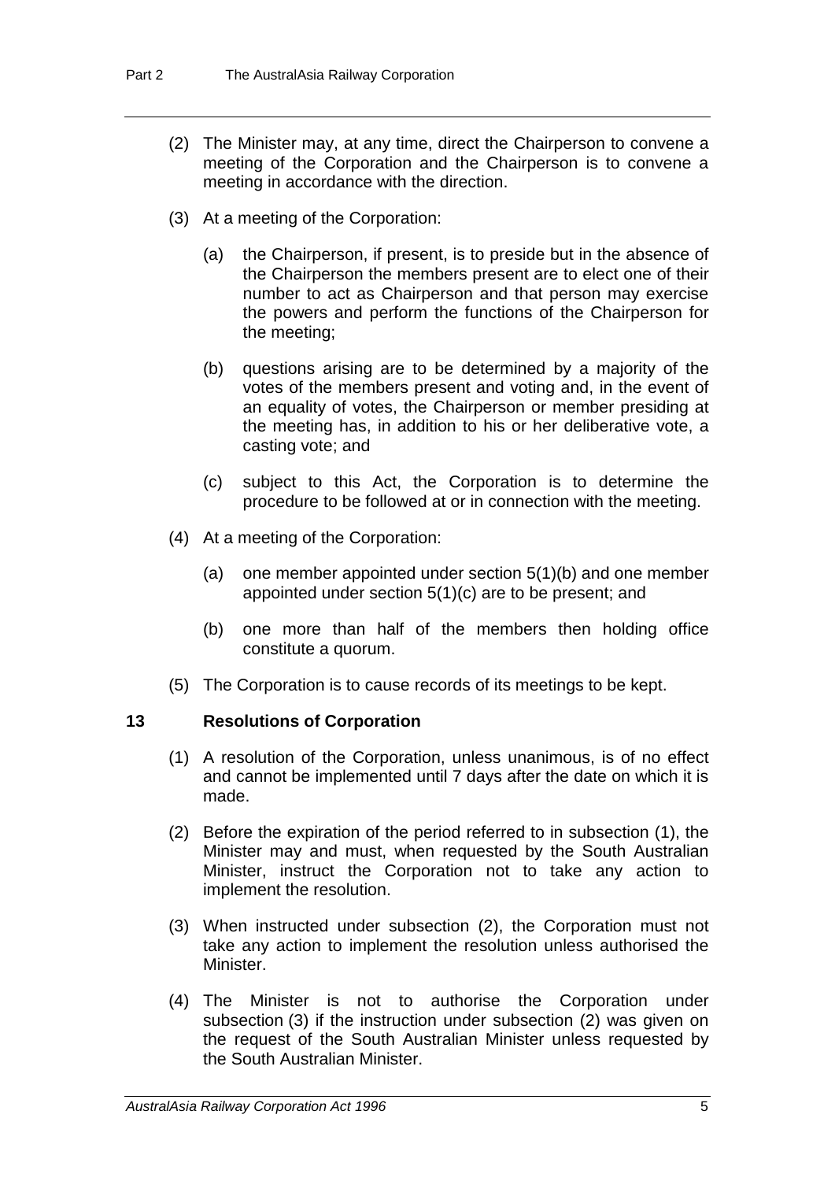(2) The Minister may, at any time, direct the Chairperson to convene a meeting of the Corporation and the Chairperson is to convene a meeting in accordance with the direction.

(3) At a meeting of the Corporation:

(a) the Chairperson, if present, is to preside but in the absence of the Chairperson the members present are to elect one of their number to act as Chairperson and that person may exercise the powers and perform the functions of the Chairperson for the meeting;

(b) questions arising are to be determined by a majority of the votes of the members present and voting and, in the event of an equality of votes, the Chairperson or member presiding at the meeting has, in addition to his or her deliberative vote, a casting vote; and

(c) subject to this Act, the Corporation is to determine the procedure to be followed at or in connection with the meeting.

(4) At a meeting of the Corporation:

(a) one member appointed under section 5(1)(b) and one member appointed under section 5(1)(c) are to be present; and

(b) one more than half of the members then holding office constitute a quorum.

(5) The Corporation is to cause records of its meetings to be kept.

## 13 Resolutions of Corporation

(1) A resolution of the Corporation, unless unanimous, is of no effect and cannot be implemented until 7 days after the date on which it is made.

(2) Before the expiration of the period referred to in subsection (1), the Minister may and must, when requested by the South Australian Minister, instruct the Corporation not to take any action to implement the resolution.

(3) When instructed under subsection (2), the Corporation must not take any action to implement the resolution unless authorised the Minister.

(4) The Minister is not to authorise the Corporation under subsection (3) if the instruction under subsection (2) was given on the request of the South Australian Minister unless requested by the South Australian Minister.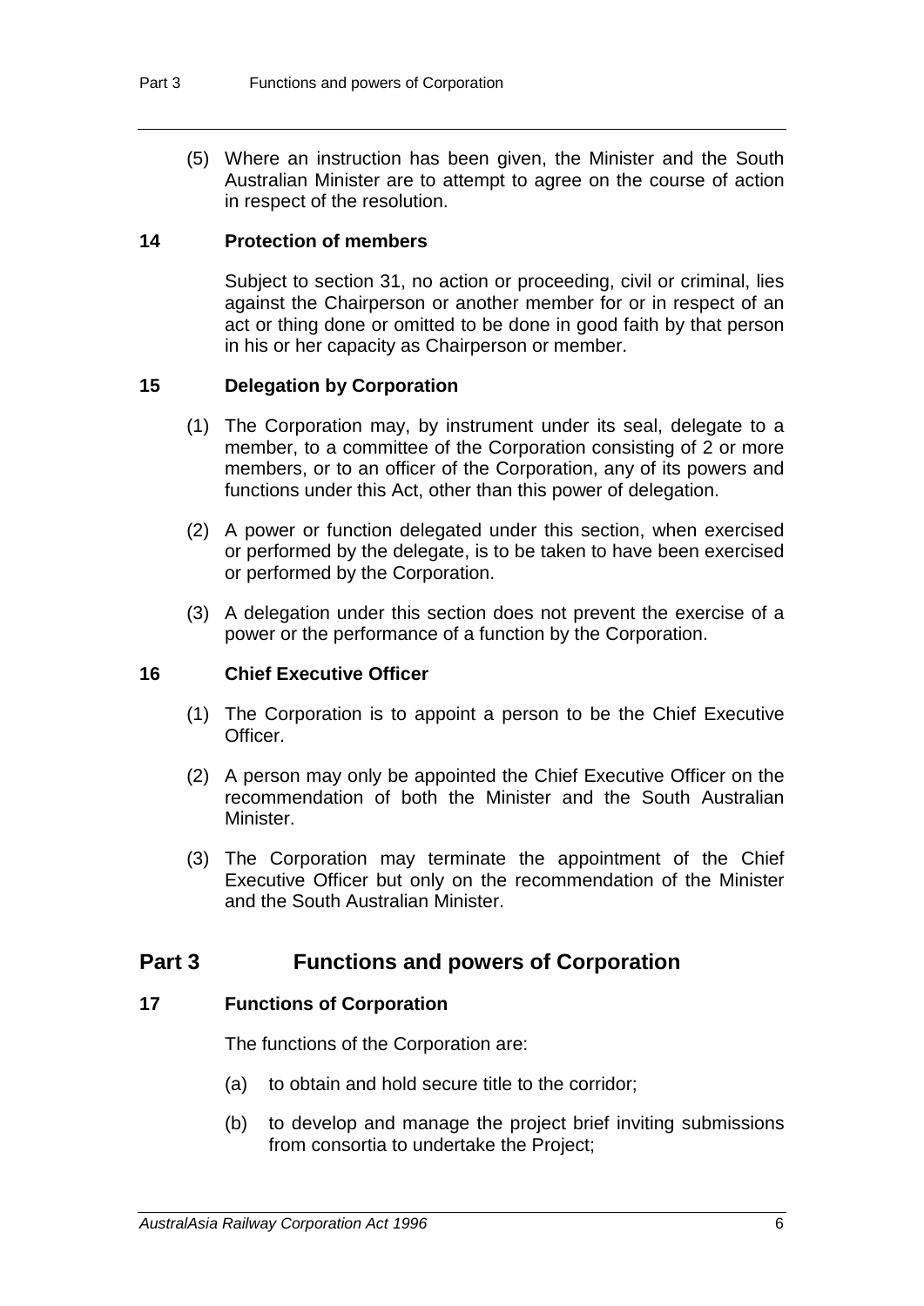(5) Where an instruction has been given, the Minister and the South Australian Minister are to attempt to agree on the course of action in respect of the resolution.

### 14 Protection of members

Subject to section 31, no action or proceeding, civil or criminal, lies against the Chairperson or another member for or in respect of an act or thing done or omitted to be done in good faith by that person in his or her capacity as Chairperson or member.

### 15 Delegation by Corporation

(1) The Corporation may, by instrument under its seal, delegate to a member, to a committee of the Corporation consisting of 2 or more members, or to an officer of the Corporation, any of its powers and functions under this Act, other than this power of delegation.

(2) A power or function delegated under this section, when exercised or performed by the delegate, is to be taken to have been exercised or performed by the Corporation.

(3) A delegation under this section does not prevent the exercise of a power or the performance of a function by the Corporation.

### 16 Chief Executive Officer

(1) The Corporation is to appoint a person to be the Chief Executive Officer.

(2) A person may only be appointed the Chief Executive Officer on the recommendation of both the Minister and the South Australian Minister.

(3) The Corporation may terminate the appointment of the Chief Executive Officer but only on the recommendation of the Minister and the South Australian Minister.

## Part 3 Functions and powers of Corporation

### 17 Functions of Corporation

The functions of the Corporation are:

(a) to obtain and hold secure title to the corridor;

(b) to develop and manage the project brief inviting submissions from consortia to undertake the Project;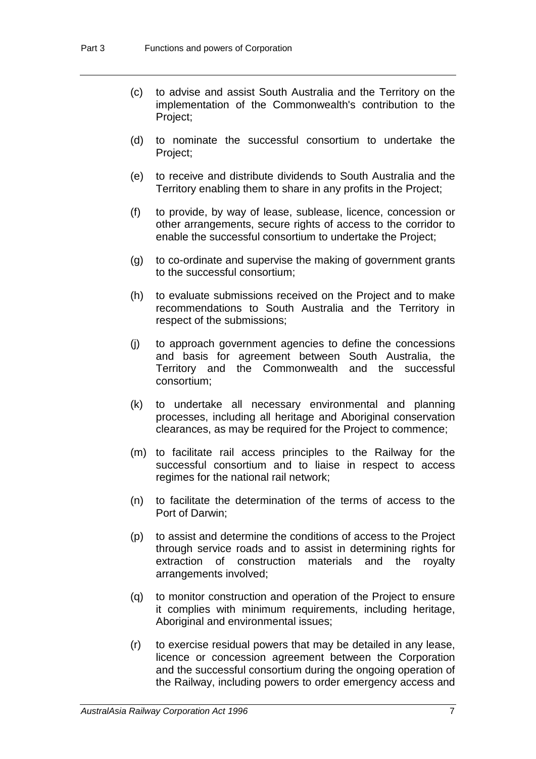(c) to advise and assist South Australia and the Territory on the implementation of the Commonwealth's contribution to the Project;

(d) to nominate the successful consortium to undertake the Project;

(e) to receive and distribute dividends to South Australia and the Territory enabling them to share in any profits in the Project;

(f) to provide, by way of lease, sublease, licence, concession or other arrangements, secure rights of access to the corridor to enable the successful consortium to undertake the Project;

(g) to co-ordinate and supervise the making of government grants to the successful consortium;

(h) to evaluate submissions received on the Project and to make recommendations to South Australia and the Territory in respect of the submissions;

(j) to approach government agencies to define the concessions and basis for agreement between South Australia, the Territory and the Commonwealth and the successful consortium;

(k) to undertake all necessary environmental and planning processes, including all heritage and Aboriginal conservation clearances, as may be required for the Project to commence;

(m) to facilitate rail access principles to the Railway for the successful consortium and to liaise in respect to access regimes for the national rail network;

(n) to facilitate the determination of the terms of access to the Port of Darwin;

(p) to assist and determine the conditions of access to the Project through service roads and to assist in determining rights for extraction of construction materials and the royalty arrangements involved;

(q) to monitor construction and operation of the Project to ensure it complies with minimum requirements, including heritage, Aboriginal and environmental issues;

(r) to exercise residual powers that may be detailed in any lease, licence or concession agreement between the Corporation and the successful consortium during the ongoing operation of the Railway, including powers to order emergency access and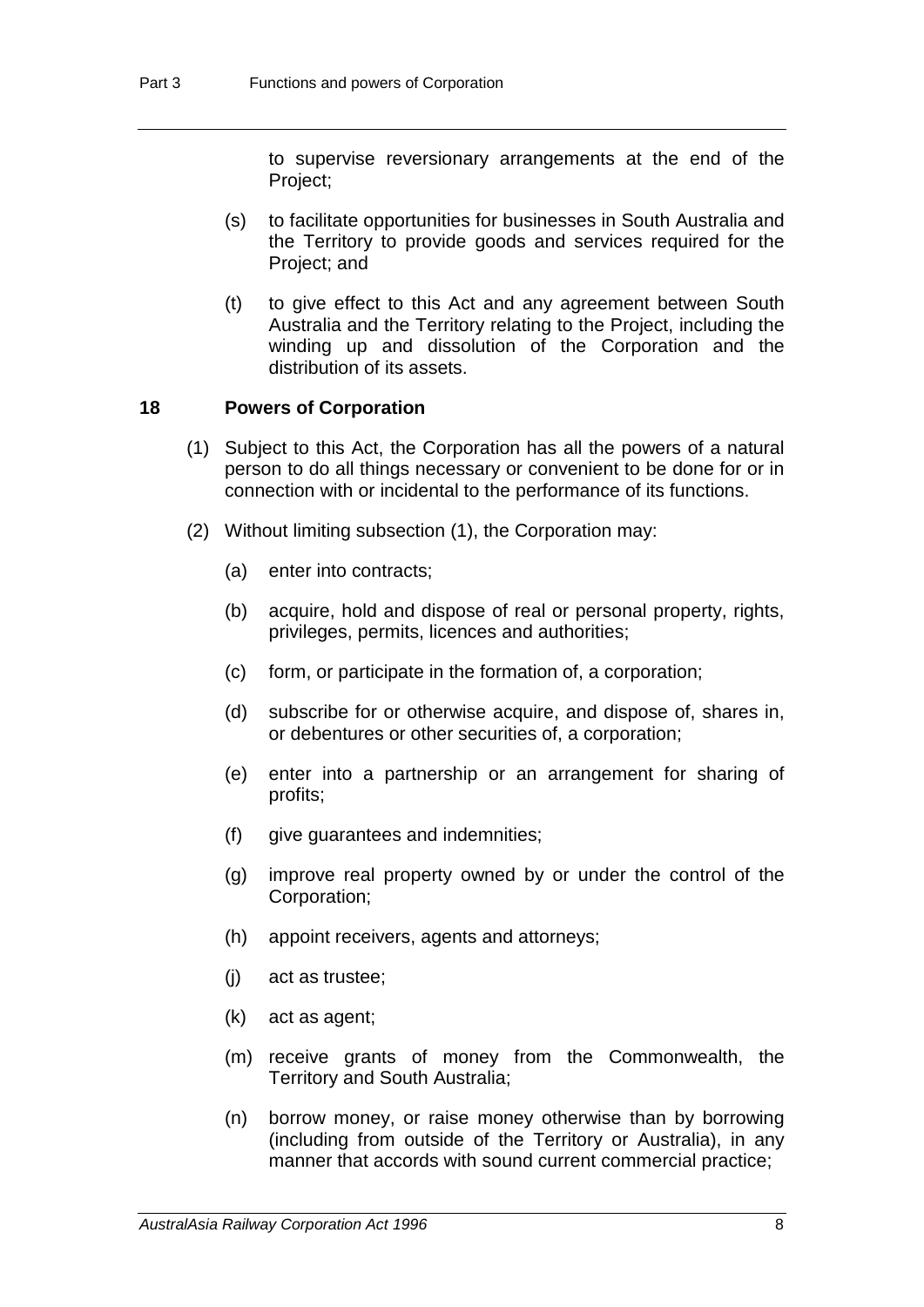to supervise reversionary arrangements at the end of the Project;

(s) to facilitate opportunities for businesses in South Australia and the Territory to provide goods and services required for the Project; and

(t) to give effect to this Act and any agreement between South Australia and the Territory relating to the Project, including the winding up and dissolution of the Corporation and the distribution of its assets.

### 18 Powers of Corporation

(1) Subject to this Act, the Corporation has all the powers of a natural person to do all things necessary or convenient to be done for or in connection with or incidental to the performance of its functions.

(2) Without limiting subsection (1), the Corporation may:

(a) enter into contracts;

(b) acquire, hold and dispose of real or personal property, rights, privileges, permits, licences and authorities;

(c) form, or participate in the formation of, a corporation;

(d) subscribe for or otherwise acquire, and dispose of, shares in, or debentures or other securities of, a corporation;

(e) enter into a partnership or an arrangement for sharing of profits;

(f) give guarantees and indemnities;

(g) improve real property owned by or under the control of the Corporation;

(h) appoint receivers, agents and attorneys;

(j) act as trustee;

(k) act as agent;

(m) receive grants of money from the Commonwealth, the Territory and South Australia;

(n) borrow money, or raise money otherwise than by borrowing (including from outside of the Territory or Australia), in any manner that accords with sound current commercial practice;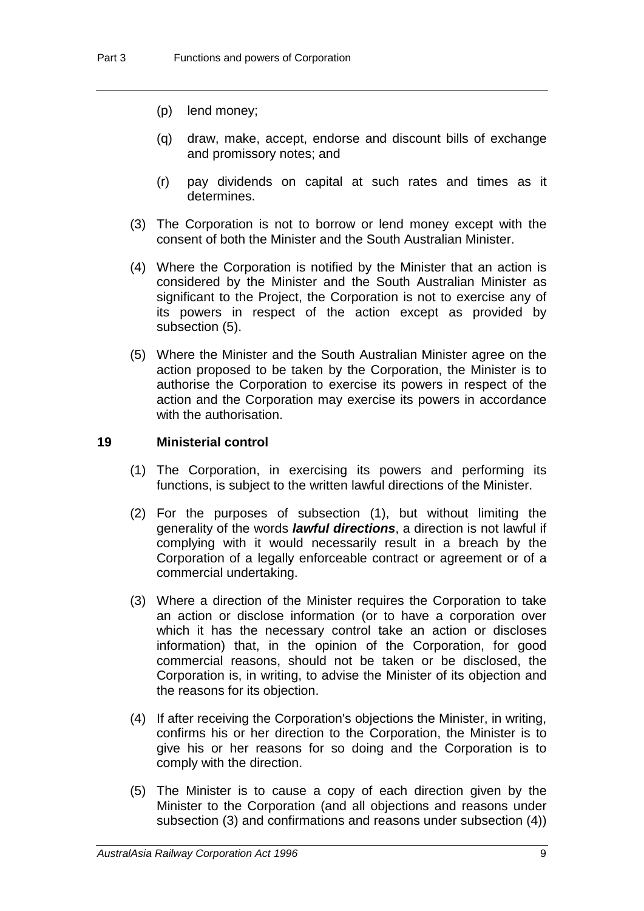(p) lend money;

(q) draw, make, accept, endorse and discount bills of exchange and promissory notes; and

(r) pay dividends on capital at such rates and times as it determines.

(3) The Corporation is not to borrow or lend money except with the consent of both the Minister and the South Australian Minister.

(4) Where the Corporation is notified by the Minister that an action is considered by the Minister and the South Australian Minister as significant to the Project, the Corporation is not to exercise any of its powers in respect of the action except as provided by subsection (5).

(5) Where the Minister and the South Australian Minister agree on the action proposed to be taken by the Corporation, the Minister is to authorise the Corporation to exercise its powers in respect of the action and the Corporation may exercise its powers in accordance with the authorisation.

### 19 Ministerial control

(1) The Corporation, in exercising its powers and performing its functions, is subject to the written lawful directions of the Minister.

(2) For the purposes of subsection (1), but without limiting the generality of the words ***lawful directions***, a direction is not lawful if complying with it would necessarily result in a breach by the Corporation of a legally enforceable contract or agreement or of a commercial undertaking.

(3) Where a direction of the Minister requires the Corporation to take an action or disclose information (or to have a corporation over which it has the necessary control take an action or discloses information) that, in the opinion of the Corporation, for good commercial reasons, should not be taken or be disclosed, the Corporation is, in writing, to advise the Minister of its objection and the reasons for its objection.

(4) If after receiving the Corporation's objections the Minister, in writing, confirms his or her direction to the Corporation, the Minister is to give his or her reasons for so doing and the Corporation is to comply with the direction.

(5) The Minister is to cause a copy of each direction given by the Minister to the Corporation (and all objections and reasons under subsection (3) and confirmations and reasons under subsection (4))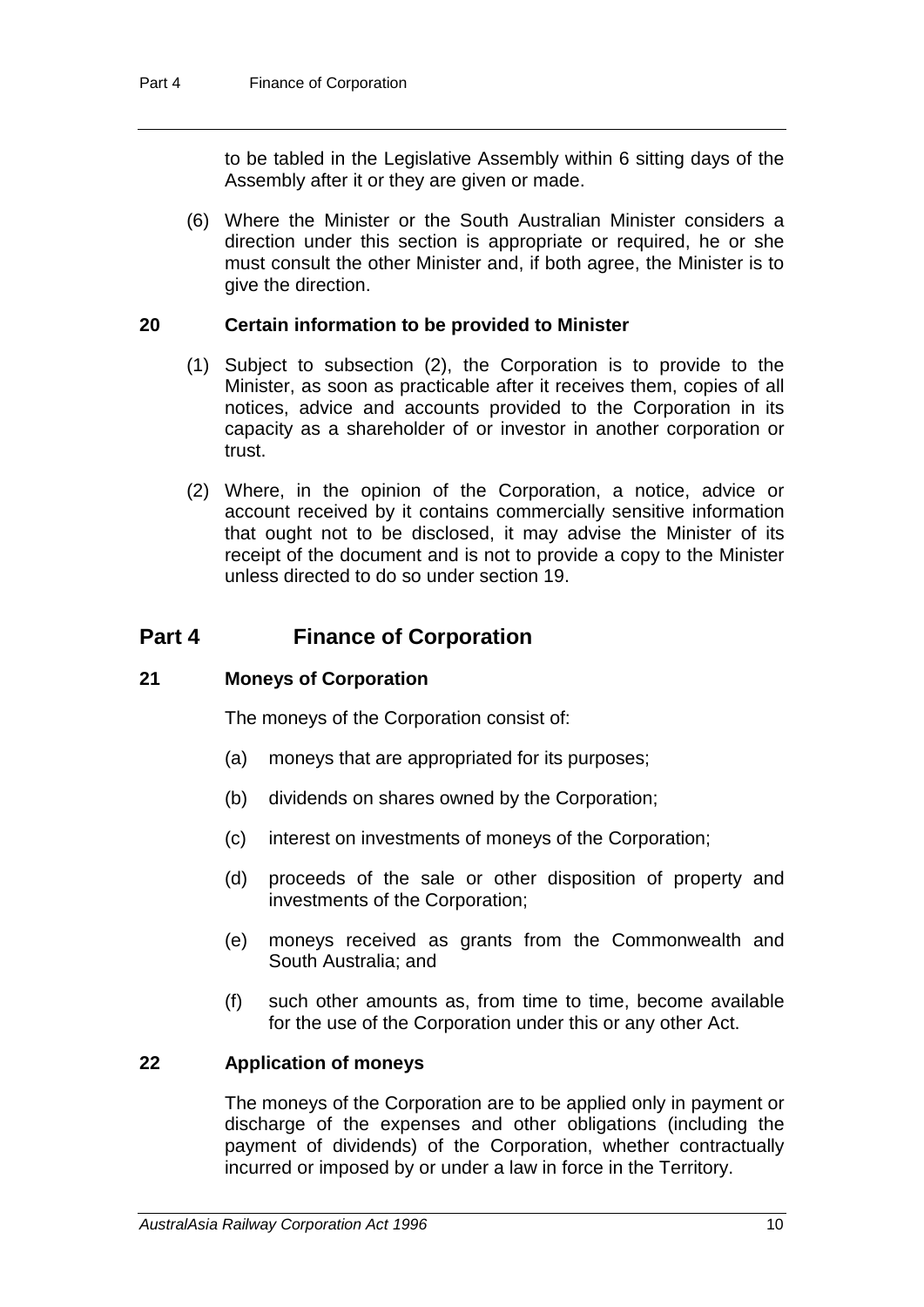to be tabled in the Legislative Assembly within 6 sitting days of the Assembly after it or they are given or made.

(6) Where the Minister or the South Australian Minister considers a direction under this section is appropriate or required, he or she must consult the other Minister and, if both agree, the Minister is to give the direction.

### 20 Certain information to be provided to Minister

(1) Subject to subsection (2), the Corporation is to provide to the Minister, as soon as practicable after it receives them, copies of all notices, advice and accounts provided to the Corporation in its capacity as a shareholder of or investor in another corporation or trust.

(2) Where, in the opinion of the Corporation, a notice, advice or account received by it contains commercially sensitive information that ought not to be disclosed, it may advise the Minister of its receipt of the document and is not to provide a copy to the Minister unless directed to do so under section 19.

## Part 4 Finance of Corporation

### 21 Moneys of Corporation

The moneys of the Corporation consist of:

(a) moneys that are appropriated for its purposes;

(b) dividends on shares owned by the Corporation;

(c) interest on investments of moneys of the Corporation;

(d) proceeds of the sale or other disposition of property and investments of the Corporation;

(e) moneys received as grants from the Commonwealth and South Australia; and

(f) such other amounts as, from time to time, become available for the use of the Corporation under this or any other Act.

### 22 Application of moneys

The moneys of the Corporation are to be applied only in payment or discharge of the expenses and other obligations (including the payment of dividends) of the Corporation, whether contractually incurred or imposed by or under a law in force in the Territory.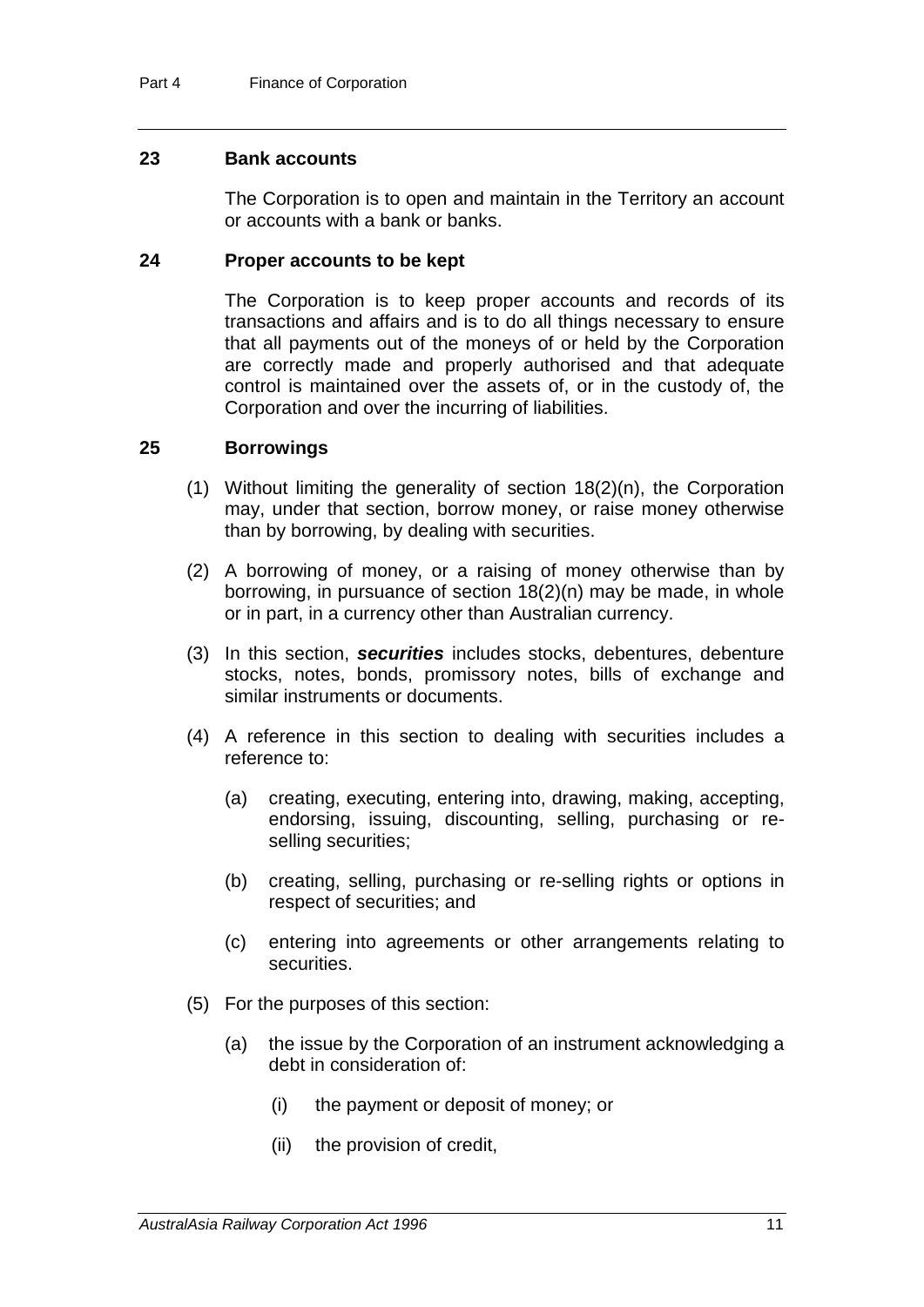### 23 Bank accounts

The Corporation is to open and maintain in the Territory an account or accounts with a bank or banks.

### 24 Proper accounts to be kept

The Corporation is to keep proper accounts and records of its transactions and affairs and is to do all things necessary to ensure that all payments out of the moneys of or held by the Corporation are correctly made and properly authorised and that adequate control is maintained over the assets of, or in the custody of, the Corporation and over the incurring of liabilities.

### 25 Borrowings

(1) Without limiting the generality of section 18(2)(n), the Corporation may, under that section, borrow money, or raise money otherwise than by borrowing, by dealing with securities.

(2) A borrowing of money, or a raising of money otherwise than by borrowing, in pursuance of section 18(2)(n) may be made, in whole or in part, in a currency other than Australian currency.

(3) In this section, ***securities*** includes stocks, debentures, debenture stocks, notes, bonds, promissory notes, bills of exchange and similar instruments or documents.

(4) A reference in this section to dealing with securities includes a reference to:

- (a) creating, executing, entering into, drawing, making, accepting, endorsing, issuing, discounting, selling, purchasing or re-selling securities;
- (b) creating, selling, purchasing or re-selling rights or options in respect of securities; and
- (c) entering into agreements or other arrangements relating to securities.

(5) For the purposes of this section:

- (a) the issue by the Corporation of an instrument acknowledging a debt in consideration of:
  - (i) the payment or deposit of money; or
  - (ii) the provision of credit,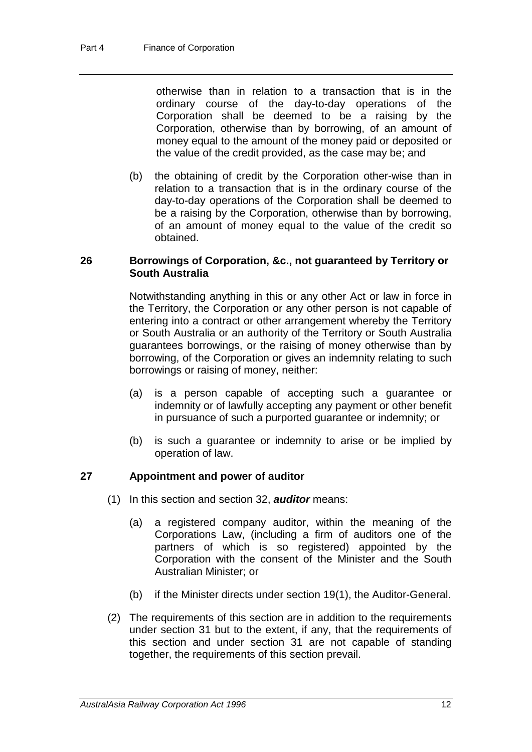otherwise than in relation to a transaction that is in the ordinary course of the day-to-day operations of the Corporation shall be deemed to be a raising by the Corporation, otherwise than by borrowing, of an amount of money equal to the amount of the money paid or deposited or the value of the credit provided, as the case may be; and

(b) the obtaining of credit by the Corporation other-wise than in relation to a transaction that is in the ordinary course of the day-to-day operations of the Corporation shall be deemed to be a raising by the Corporation, otherwise than by borrowing, of an amount of money equal to the value of the credit so obtained.

### 26 Borrowings of Corporation, &c., not guaranteed by Territory or South Australia

Notwithstanding anything in this or any other Act or law in force in the Territory, the Corporation or any other person is not capable of entering into a contract or other arrangement whereby the Territory or South Australia or an authority of the Territory or South Australia guarantees borrowings, or the raising of money otherwise than by borrowing, of the Corporation or gives an indemnity relating to such borrowings or raising of money, neither:

(a) is a person capable of accepting such a guarantee or indemnity or of lawfully accepting any payment or other benefit in pursuance of such a purported guarantee or indemnity; or

(b) is such a guarantee or indemnity to arise or be implied by operation of law.

### 27 Appointment and power of auditor

(1) In this section and section 32, ***auditor*** means:

(a) a registered company auditor, within the meaning of the Corporations Law, (including a firm of auditors one of the partners of which is so registered) appointed by the Corporation with the consent of the Minister and the South Australian Minister; or

(b) if the Minister directs under section 19(1), the Auditor-General.

(2) The requirements of this section are in addition to the requirements under section 31 but to the extent, if any, that the requirements of this section and under section 31 are not capable of standing together, the requirements of this section prevail.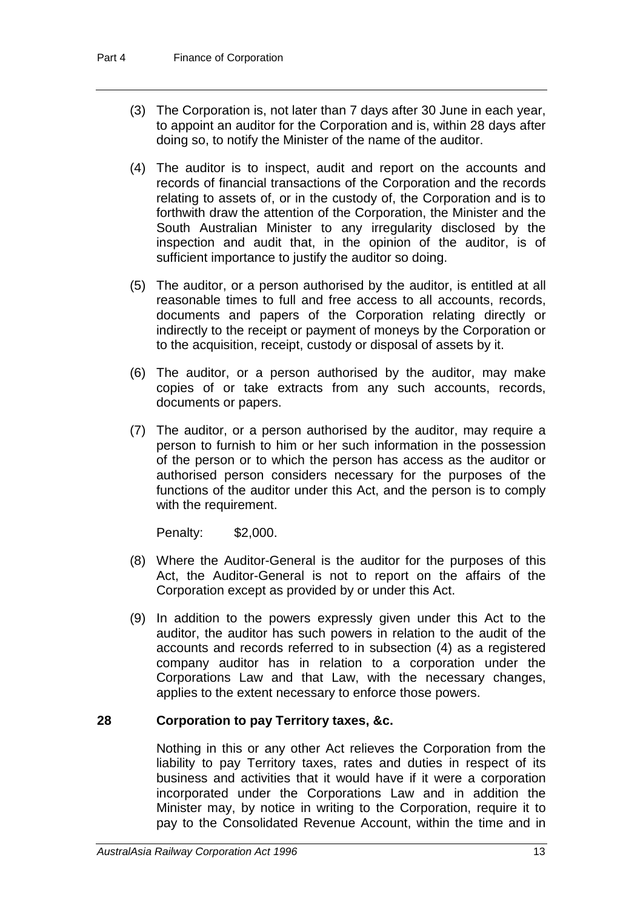(3) The Corporation is, not later than 7 days after 30 June in each year, to appoint an auditor for the Corporation and is, within 28 days after doing so, to notify the Minister of the name of the auditor.

(4) The auditor is to inspect, audit and report on the accounts and records of financial transactions of the Corporation and the records relating to assets of, or in the custody of, the Corporation and is to forthwith draw the attention of the Corporation, the Minister and the South Australian Minister to any irregularity disclosed by the inspection and audit that, in the opinion of the auditor, is of sufficient importance to justify the auditor so doing.

(5) The auditor, or a person authorised by the auditor, is entitled at all reasonable times to full and free access to all accounts, records, documents and papers of the Corporation relating directly or indirectly to the receipt or payment of moneys by the Corporation or to the acquisition, receipt, custody or disposal of assets by it.

(6) The auditor, or a person authorised by the auditor, may make copies of or take extracts from any such accounts, records, documents or papers.

(7) The auditor, or a person authorised by the auditor, may require a person to furnish to him or her such information in the possession of the person or to which the person has access as the auditor or authorised person considers necessary for the purposes of the functions of the auditor under this Act, and the person is to comply with the requirement.

Penalty: $2,000.

(8) Where the Auditor-General is the auditor for the purposes of this Act, the Auditor-General is not to report on the affairs of the Corporation except as provided by or under this Act.

(9) In addition to the powers expressly given under this Act to the auditor, the auditor has such powers in relation to the audit of the accounts and records referred to in subsection (4) as a registered company auditor has in relation to a corporation under the Corporations Law and that Law, with the necessary changes, applies to the extent necessary to enforce those powers.

### 28 Corporation to pay Territory taxes, &c.

Nothing in this or any other Act relieves the Corporation from the liability to pay Territory taxes, rates and duties in respect of its business and activities that it would have if it were a corporation incorporated under the Corporations Law and in addition the Minister may, by notice in writing to the Corporation, require it to pay to the Consolidated Revenue Account, within the time and in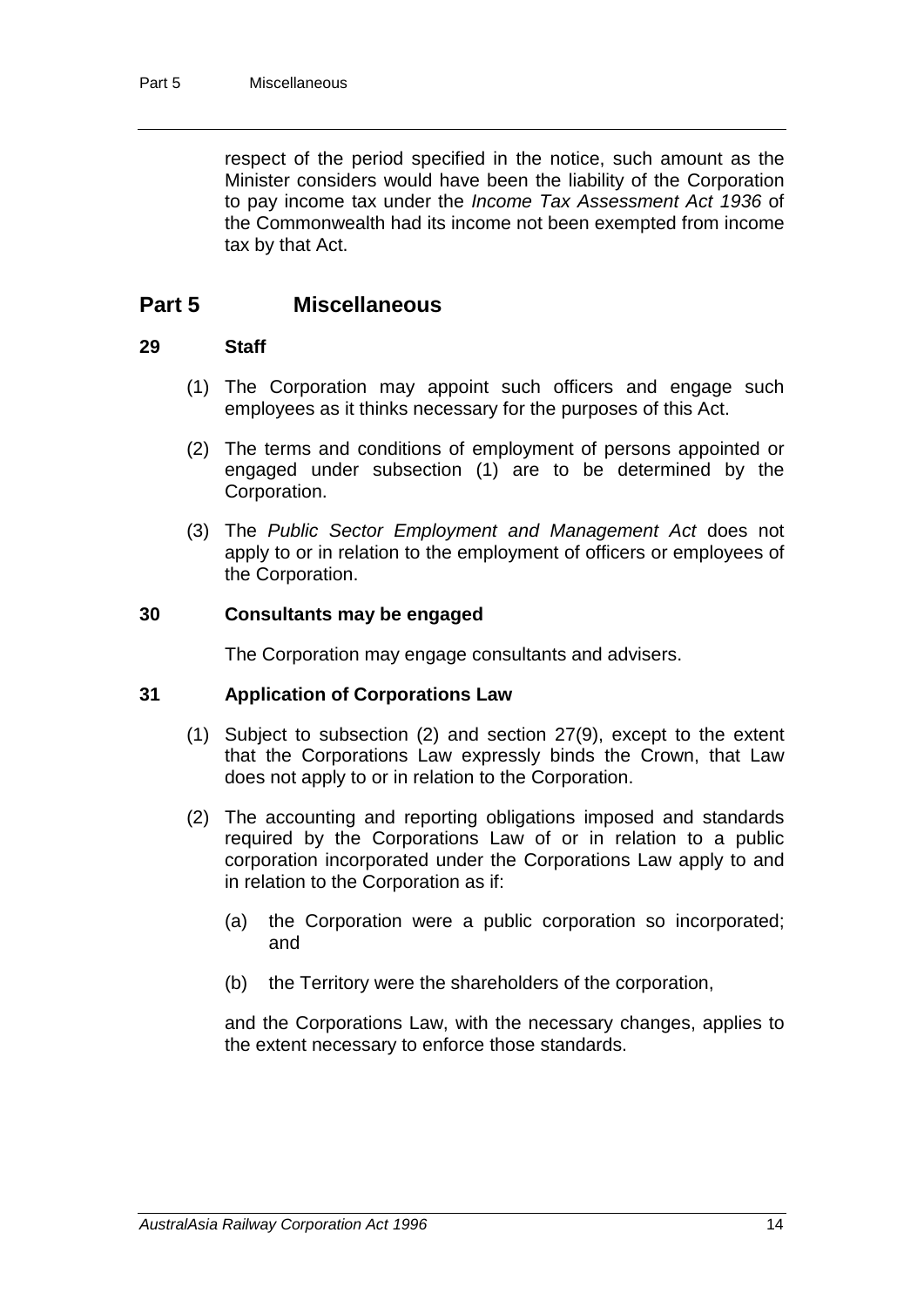respect of the period specified in the notice, such amount as the Minister considers would have been the liability of the Corporation to pay income tax under the *Income Tax Assessment Act 1936* of the Commonwealth had its income not been exempted from income tax by that Act.

## Part 5 Miscellaneous

### 29 Staff

(1) The Corporation may appoint such officers and engage such employees as it thinks necessary for the purposes of this Act.

(2) The terms and conditions of employment of persons appointed or engaged under subsection (1) are to be determined by the Corporation.

(3) The *Public Sector Employment and Management Act* does not apply to or in relation to the employment of officers or employees of the Corporation.

### 30 Consultants may be engaged

The Corporation may engage consultants and advisers.

### 31 Application of Corporations Law

(1) Subject to subsection (2) and section 27(9), except to the extent that the Corporations Law expressly binds the Crown, that Law does not apply to or in relation to the Corporation.

(2) The accounting and reporting obligations imposed and standards required by the Corporations Law of or in relation to a public corporation incorporated under the Corporations Law apply to and in relation to the Corporation as if:

(a) the Corporation were a public corporation so incorporated; and

(b) the Territory were the shareholders of the corporation,

and the Corporations Law, with the necessary changes, applies to the extent necessary to enforce those standards.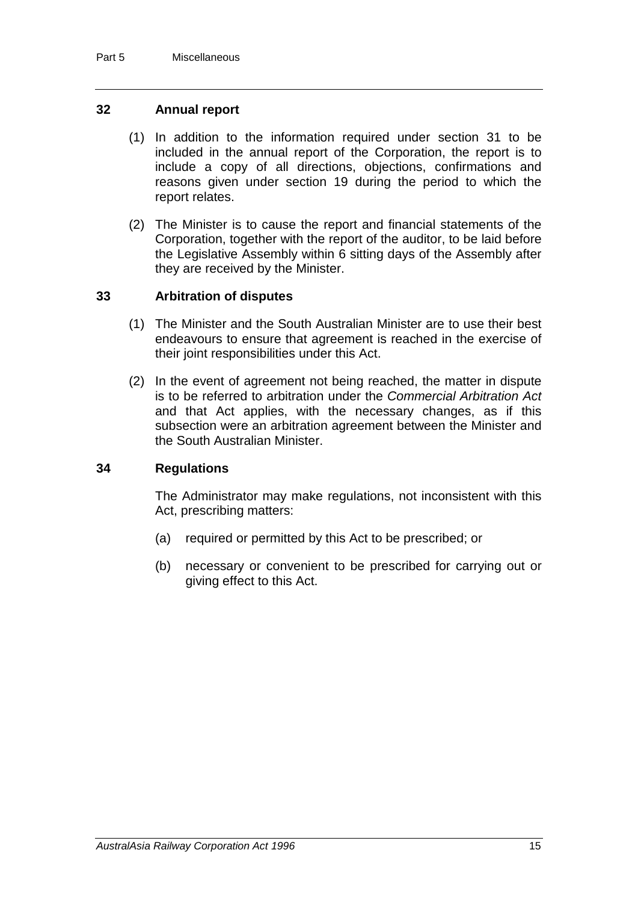### 32 Annual report

(1) In addition to the information required under section 31 to be included in the annual report of the Corporation, the report is to include a copy of all directions, objections, confirmations and reasons given under section 19 during the period to which the report relates.

(2) The Minister is to cause the report and financial statements of the Corporation, together with the report of the auditor, to be laid before the Legislative Assembly within 6 sitting days of the Assembly after they are received by the Minister.

### 33 Arbitration of disputes

(1) The Minister and the South Australian Minister are to use their best endeavours to ensure that agreement is reached in the exercise of their joint responsibilities under this Act.

(2) In the event of agreement not being reached, the matter in dispute is to be referred to arbitration under the *Commercial Arbitration Act* and that Act applies, with the necessary changes, as if this subsection were an arbitration agreement between the Minister and the South Australian Minister.

### 34 Regulations

The Administrator may make regulations, not inconsistent with this Act, prescribing matters:

(a) required or permitted by this Act to be prescribed; or

(b) necessary or convenient to be prescribed for carrying out or giving effect to this Act.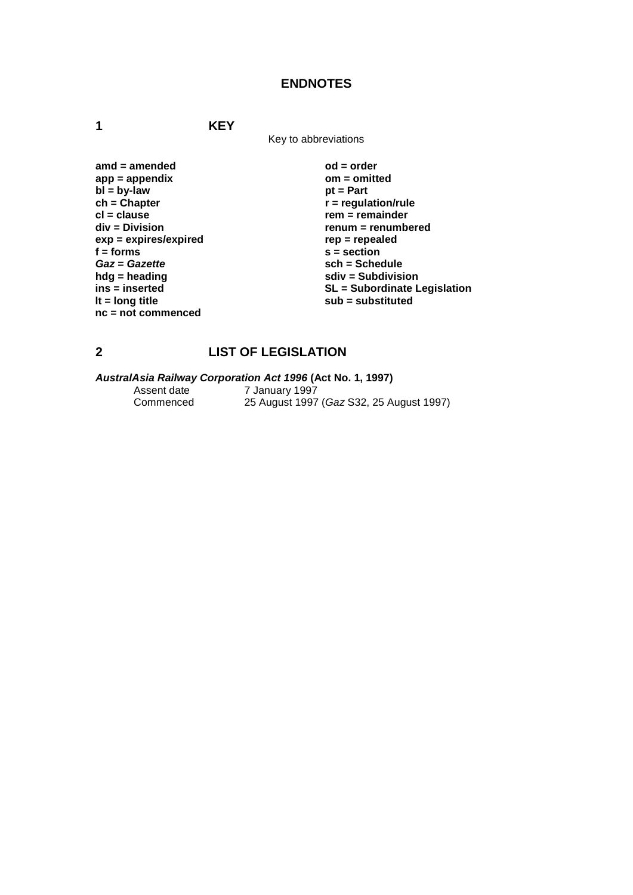# ENDNOTES

## 1 KEY

Key to abbreviations

**amd = amended**
**app = appendix**
**bl = by-law**
**ch = Chapter**
**cl = clause**
**div = Division**
**exp = expires/expired**
**f = forms**
***Gaz* = *Gazette***
**hdg = heading**
**ins = inserted**
**lt = long title**
**nc = not commenced**
**od = order**
**om = omitted**
**pt = Part**
**r = regulation/rule**
**rem = remainder**
**renum = renumbered**
**rep = repealed**
**s = section**
**sch = Schedule**
**sdiv = Subdivision**
**SL = Subordinate Legislation**
**sub = substituted**

## 2 LIST OF LEGISLATION

***AustralAsia Railway Corporation Act 1996* (Act No. 1, 1997)**

| | |
|---|---|
| Assent date | 7 January 1997 |
| Commenced | 25 August 1997 (*Gaz* S32, 25 August 1997) |